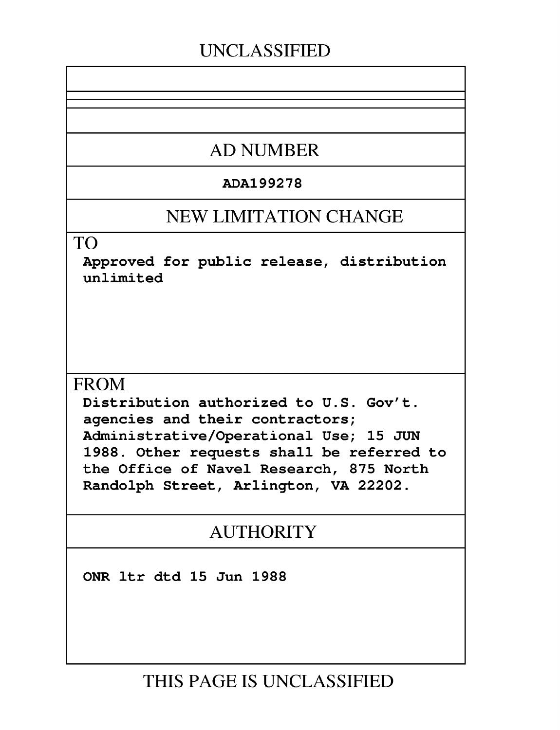UNCLASSIFIED

## AD NUMBER

**ADA199278**

## NEW LIMITATION CHANGE

TO

**Approved for public release, distribution unlimited**

FROM

**Distribution authorized to U.S. Gov't. agencies and their contractors; Administrative/Operational Use; 15 JUN 1988. Other requests shall be referred to the Office of Navel Research, 875 North Randolph Street, Arlington, VA 22202.**

## AUTHORITY

**ONR ltr dtd 15 Jun 1988**

THIS PAGE IS UNCLASSIFIED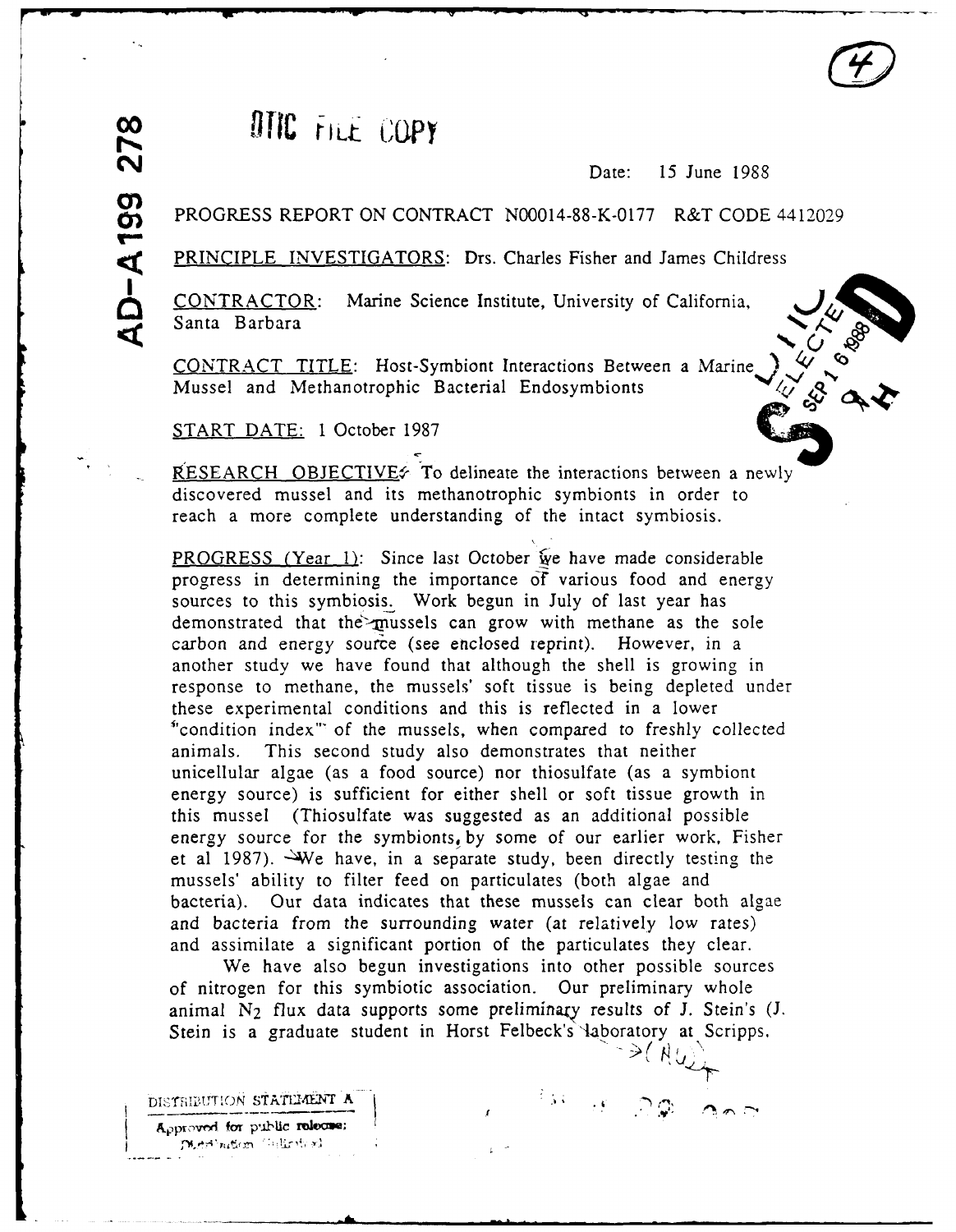AD-A199 278

DTIC FILE COPY

Date: 15 June 1988

PROGRESS REPORT ON CONTRACT N00014-88-K-0177 R&T CODE 4412029

PRINCIPLE INVESTIGATORS: Drs. Charles Fisher and James Childress

CONTRACTOR: Marine Science Institute, University of California, Santa Barbara

CONTRACT TITLE: Host-Symbiont Interactions Between a Marine Mussel and Methanotrophic Bacterial Endosymbionts

START DATE: 1 October 1987

RESEARCH OBJECTIVE: To delineate the interactions between a newly discovered mussel and its methanotrophic symbionts in order to reach a more complete understanding of the intact symbiosis.

PROGRESS (Year 1): Since last October we have made considerable progress in determining the importance of various food and energy sources to this symbiosis. Work begun in July of last year has demonstrated that the mussels can grow with methane as the sole carbon and energy source (see enclosed reprint). However, in a another study we have found that although the shell is growing in response to methane, the mussels' soft tissue is being depleted under these experimental conditions and this is reflected in a lower "condition index" of the mussels, when compared to freshly collected animals. This second study also demonstrates that neither unicellular algae (as a food source) nor thiosulfate (as a symbiont energy source) is sufficient for either shell or soft tissue growth in this mussel (Thiosulfate was suggested as an additional possible energy source for the symbionts, by some of our earlier work, Fisher et al 1987). We have, in a separate study, been directly testing the mussels' ability to filter feed on particulates (both algae and bacteria). Our data indicates that these mussels can clear both algae and bacteria from the surrounding water (at relatively low rates) and assimilate a significant portion of the particulates they clear.

We have also begun investigations into other possible sources of nitrogen for this symbiotic association. Our preliminary whole animal $N_2$ flux data supports some preliminary results of J. Stein's (J. Stein is a graduate student in Horst Felbeck's laboratory at Scripps.

DISTRIBUTION STATEMENT A

Approved for public release; Distribution Unlimited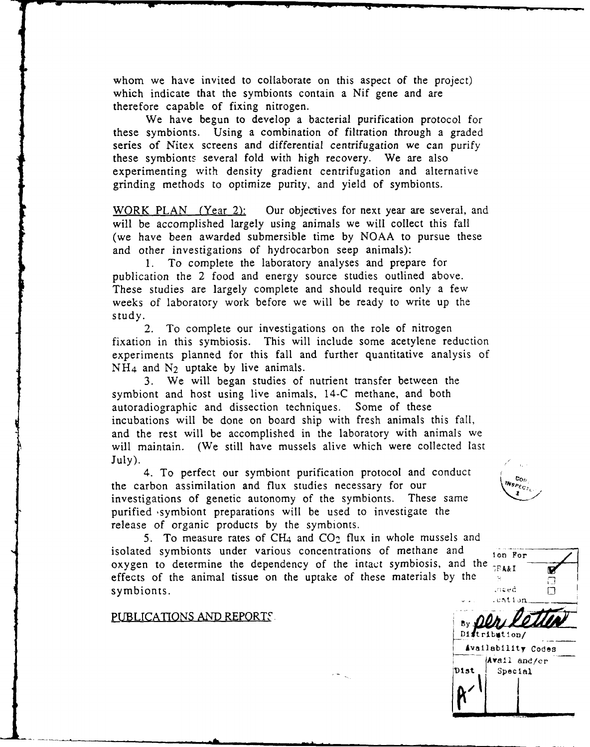whom we have invited to collaborate on this aspect of the project) which indicate that the symbionts contain a Nif gene and are therefore capable of fixing nitrogen.

We have begun to develop a bacterial purification protocol for these symbionts. Using a combination of filtration through a graded series of Nitex screens and differential centrifugation we can purify these symbionts several fold with high recovery. We are also experimenting with density gradient centrifugation and alternative grinding methods to optimize purity, and yield of symbionts.

WORK PLAN (Year 2): Our objectives for next year are several, and will be accomplished largely using animals we will collect this fall (we have been awarded submersible time by NOAA to pursue these and other investigations of hydrocarbon seep animals):

1. To complete the laboratory analyses and prepare for publication the 2 food and energy source studies outlined above. These studies are largely complete and should require only a few weeks of laboratory work before we will be ready to write up the study.

2. To complete our investigations on the role of nitrogen fixation in this symbiosis. This will include some acetylene reduction experiments planned for this fall and further quantitative analysis of $NH_4$ and $N_2$ uptake by live animals.

3. We will began studies of nutrient transfer between the symbiont and host using live animals, 14-C methane, and both autoradiographic and dissection techniques. Some of these incubations will be done on board ship with fresh animals this fall, and the rest will be accomplished in the laboratory with animals we will maintain. (We still have mussels alive which were collected last July).

4. To perfect our symbiont purification protocol and conduct the carbon assimilation and flux studies necessary for our investigations of genetic autonomy of the symbionts. These same purified symbiont preparations will be used to investigate the release of organic products by the symbionts.

5. To measure rates of $CH_4$ and $CO_2$ flux in whole mussels and isolated symbionts under various concentrations of methane and oxygen to determine the dependency of the intact symbiosis, and the effects of the animal tissue on the uptake of these materials by the symbionts.

PUBLICATIONS AND REPORTS

| Accession For | |
|---|---|
| NTIS GRA&I | ☑ |
| DTIC TAB | ☐ |
| Unannounced | ☐ |
| Justification | |
| By *per letter* | |
| Distribution/ | |
| Availability Codes | |
| Dist | Avail and/or Special |
| A-1 | |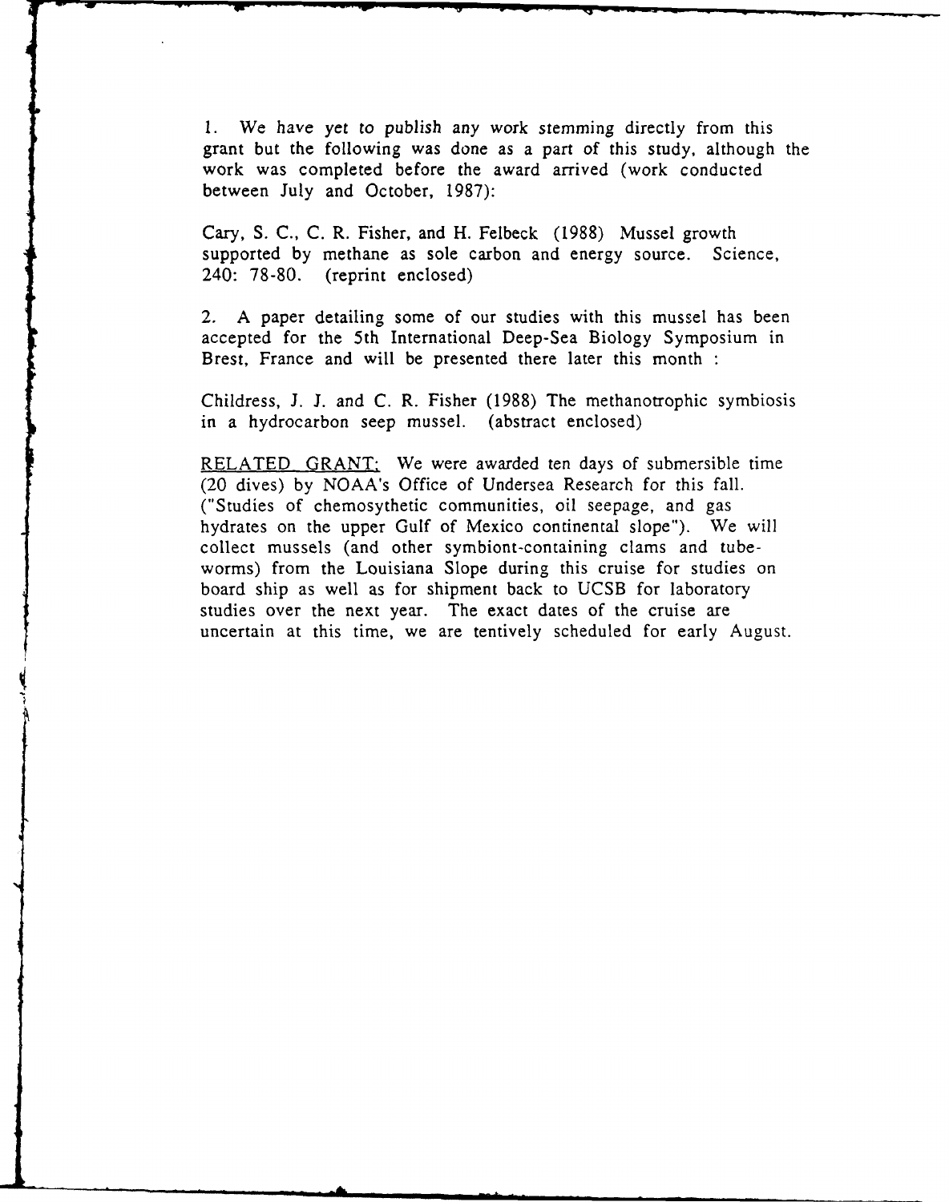1. We have yet to publish any work stemming directly from this grant but the following was done as a part of this study, although the work was completed before the award arrived (work conducted between July and October, 1987):

Cary, S. C., C. R. Fisher, and H. Felbeck (1988) Mussel growth supported by methane as sole carbon and energy source. Science, 240: 78-80. (reprint enclosed)

2. A paper detailing some of our studies with this mussel has been accepted for the 5th International Deep-Sea Biology Symposium in Brest, France and will be presented there later this month :

Childress, J. J. and C. R. Fisher (1988) The methanotrophic symbiosis in a hydrocarbon seep mussel. (abstract enclosed)

<u>RELATED GRANT:</u> We were awarded ten days of submersible time (20 dives) by NOAA's Office of Undersea Research for this fall. ("Studies of chemosythetic communities, oil seepage, and gas hydrates on the upper Gulf of Mexico continental slope"). We will collect mussels (and other symbiont-containing clams and tube-worms) from the Louisiana Slope during this cruise for studies on board ship as well as for shipment back to UCSB for laboratory studies over the next year. The exact dates of the cruise are uncertain at this time, we are tentively scheduled for early August.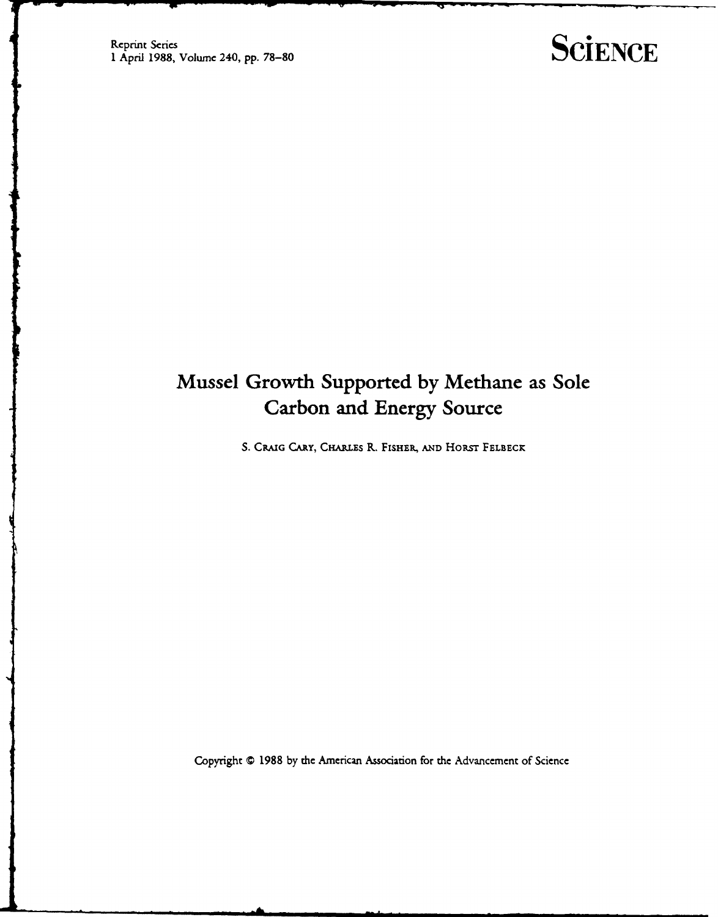Reprint Series
1 April 1988, Volume 240, pp. 78–80

# SCIENCE

# Mussel Growth Supported by Methane as Sole Carbon and Energy Source

S. CRAIG CARY, CHARLES R. FISHER, AND HORST FELBECK

Copyright © 1988 by the American Association for the Advancement of Science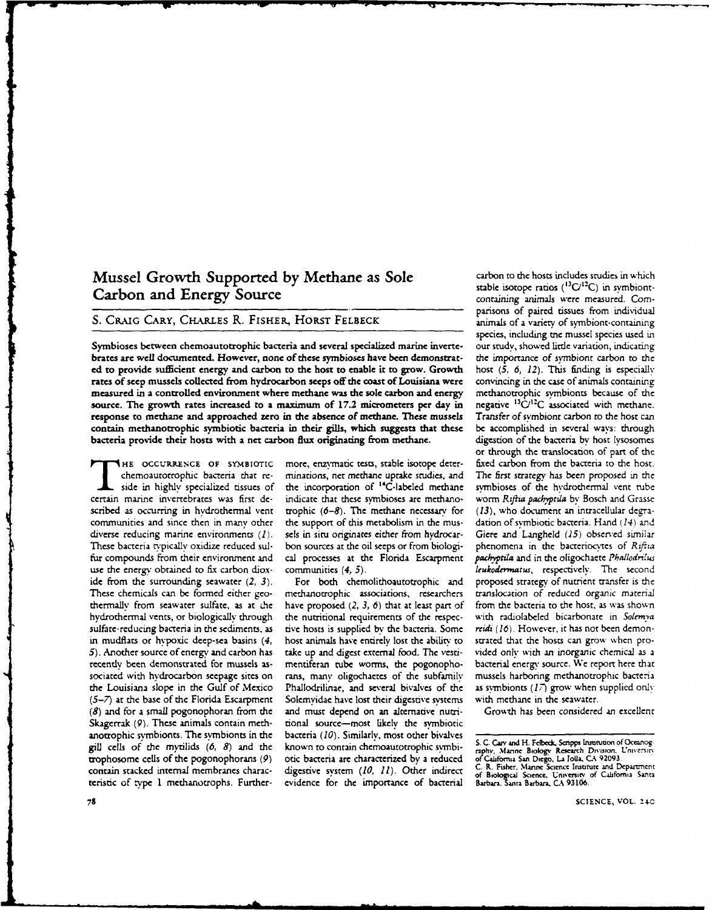# Mussel Growth Supported by Methane as Sole Carbon and Energy Source

S. CRAIG CARY, CHARLES R. FISHER, HORST FELBECK

**Symbioses between chemoautotrophic bacteria and several specialized marine invertebrates are well documented. However, none of these symbioses have been demonstrated to provide sufficient energy and carbon to the host to enable it to grow. Growth rates of seep mussels collected from hydrocarbon seeps off the coast of Louisiana were measured in a controlled environment where methane was the sole carbon and energy source. The growth rates increased to a maximum of 17.2 micrometers per day in response to methane and approached zero in the absence of methane. These mussels contain methanotrophic symbiotic bacteria in their gills, which suggests that these bacteria provide their hosts with a net carbon flux originating from methane.**

THE OCCURRENCE OF SYMBIOTIC chemoautotrophic bacteria that reside in highly specialized tissues of certain marine invertebrates was first described as occurring in hydrothermal vent communities and since then in many other diverse reducing marine environments (*1*). These bacteria typically oxidize reduced sulfur compounds from their environment and use the energy obtained to fix carbon dioxide from the surrounding seawater (*2, 3*). These chemicals can be formed either geothermally from seawater sulfate, as at the hydrothermal vents, or biologically through sulfate-reducing bacteria in the sediments, as in mudflats or hypoxic deep-sea basins (*4, 5*). Another source of energy and carbon has recently been demonstrated for mussels associated with hydrocarbon seepage sites on the Louisiana slope in the Gulf of Mexico (*5–7*) at the base of the Florida Escarpment (*8*) and for a small pogonophoran from the Skagerrak (*9*). These animals contain methanotrophic symbionts. The symbionts in the gill cells of the mytilids (*6, 8*) and the trophosome cells of the pogonophorans (*9*) contain stacked internal membranes characteristic of type 1 methanotrophs. Furthermore, enzymatic tests, stable isotope determinations, net methane uptake studies, and the incorporation of $^{14}C$-labeled methane indicate that these symbioses are methanotrophic (*6–8*). The methane necessary for the support of this metabolism in the mussels in situ originates either from hydrocarbon sources at the oil seeps or from biological processes at the Florida Escarpment communities (*4, 5*).

For both chemolithoautotrophic and methanotrophic associations, researchers have proposed (*2, 3, 6*) that at least part of the nutritional requirements of the respective hosts is supplied by the bacteria. Some host animals have entirely lost the ability to take up and digest external food. The vestimentiferan tube worms, the pogonophorans, many oligochaetes of the subfamily Phallodrilinae, and several bivalves of the Solemyidae have lost their digestive systems and must depend on an alternative nutritional source—most likely the symbiotic bacteria (*10*). Similarly, most other bivalves known to contain chemoautotrophic symbiotic bacteria are characterized by a reduced digestive system (*10, 11*). Other indirect evidence for the importance of bacterial carbon to the hosts includes studies in which stable isotope ratios ($^{13}C/^{12}C$) in symbiont-containing animals were measured. Comparisons of paired tissues from individual animals of a variety of symbiont-containing species, including the mussel species used in our study, showed little variation, indicating the importance of symbiont carbon to the host (*5, 6, 12*). This finding is especially convincing in the case of animals containing methanotrophic symbionts because of the negative $^{13}C/^{12}C$ associated with methane. Transfer of symbiont carbon to the host can be accomplished in several ways: through digestion of the bacteria by host lysosomes or through the translocation of part of the fixed carbon from the bacteria to the host. The first strategy has been proposed in the symbioses of the hydrothermal vent tube worm *Riftia pachyptila* by Bosch and Grassé (*13*), who document an intracellular degradation of symbiotic bacteria. Hand (*14*) and Giere and Langheld (*15*) observed similar phenomena in the bacteriocytes of *Riftia pachyptila* and in the oligochaete *Phallodrilus leukodermatus*, respectively. The second proposed strategy of nutrient transfer is the translocation of reduced organic material from the bacteria to the host, as was shown with radiolabeled bicarbonate in *Solemya reidi* (*16*). However, it has not been demonstrated that the hosts can grow when provided only with an inorganic chemical as a bacterial energy source. We report here that mussels harboring methanotrophic bacteria as symbionts (*17*) grow when supplied only with methane in the seawater.

Growth has been considered an excellent

---

S. C. Cary and H. Felbeck, Scripps Institution of Oceanography, Marine Biology Research Division, University of California San Diego, La Jolla, CA 92093.
C. R. Fisher, Marine Science Institute and Department of Biological Science, University of California Santa Barbara, Santa Barbara, CA 93106.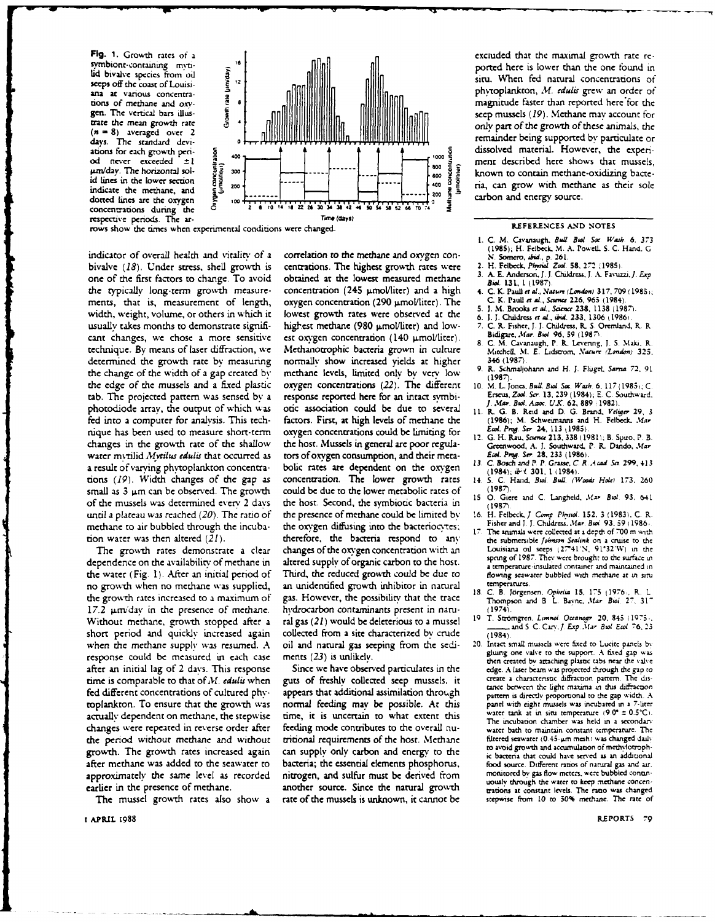**Fig. 1.** Growth rates of a symbiont-containing mytilid bivalve species from oil seeps off the coast of Louisiana at various concentrations of methane and oxygen. The vertical bars illustrate the mean growth rate ($n = 8$) averaged over 2 days. The standard deviations for each growth period never exceeded ±1 μm/day. The horizontal solid lines in the lower section indicate the methane, and dotted lines are the oxygen concentrations during the respective periods. The arrows show the times when experimental conditions were changed.

indicator of overall health and vitality of a bivalve (18). Under stress, shell growth is one of the first factors to change. To avoid the typically long-term growth measurements, that is, measurement of length, width, weight, volume, or others in which it usually takes months to demonstrate significant changes, we chose a more sensitive technique. By means of laser diffraction, we determined the growth rate by measuring the change of the width of a gap created by the edge of the mussels and a fixed plastic tab. The projected pattern was sensed by a photodiode array, the output of which was fed into a computer for analysis. This technique has been used to measure short-term changes in the growth rate of the shallow water mytilid *Mytilus edulis* that occurred as a result of varying phytoplankton concentrations (19). Width changes of the gap as small as 3 μm can be observed. The growth of the mussels was determined every 2 days until a plateau was reached (20). The ratio of methane to air bubbled through the incubation water was then altered (21).

The growth rates demonstrate a clear dependence on the availability of methane in the water (Fig. 1). After an initial period of no growth when no methane was supplied, the growth rates increased to a maximum of 17.2 μm/day in the presence of methane. Without methane, growth stopped after a short period and quickly increased again when the methane supply was resumed. A response could be measured in each case after an initial lag of 2 days. This response time is comparable to that of *M. edulis* when fed different concentrations of cultured phytoplankton. To ensure that the growth was actually dependent on methane, the stepwise changes were repeated in reverse order after the period without methane and without growth. The growth rates increased again after methane was added to the seawater to approximately the same level as recorded earlier in the presence of methane.

The mussel growth rates also show a correlation to the methane and oxygen concentrations. The highest growth rates were obtained at the lowest measured methane concentration (245 μmol/liter) and a high oxygen concentration (290 μmol/liter). The lowest growth rates were observed at the highest methane (980 μmol/liter) and lowest oxygen concentration (140 μmol/liter). Methanotrophic bacteria grown in culture normally show increased yields at higher methane levels, limited only by very low oxygen concentrations (22). The different response reported here for an intact symbiotic association could be due to several factors. First, at high levels of methane the oxygen concentrations could be limiting for the host. Mussels in general are poor regulators of oxygen consumption, and their metabolic rates are dependent on the oxygen concentration. The lower growth rates could be due to the lower metabolic rates of the host. Second, the symbiotic bacteria in the presence of methane could be limited by the oxygen diffusing into the bacteriocytes; therefore, the bacteria respond to any changes of the oxygen concentration with an altered supply of organic carbon to the host. Third, the reduced growth could be due to an unidentified growth inhibitor in natural gas. However, the possibility that the trace hydrocarbon contaminants present in natural gas (21) would be deleterious to a mussel collected from a site characterized by crude oil and natural gas seeping from the sediments (23) is unlikely.

Since we have observed particulates in the guts of freshly collected seep mussels, it appears that additional assimilation through normal feeding may be possible. At this time, it is uncertain to what extent this feeding mode contributes to the overall nutritional requirements of the host. Methane can supply only carbon and energy to the bacteria; the essential elements phosphorus, nitrogen, and sulfur must be derived from another source. Since the natural growth rate of the mussels is unknown, it cannot be excluded that the maximal growth rate reported here is lower than the one found in situ. When fed natural concentrations of phytoplankton, *M. edulis* grew an order of magnitude faster than reported here for the seep mussels (19). Methane may account for only part of the growth of these animals, the remainder being supported by particulate or dissolved material. However, the experiment described here shows that mussels, known to contain methane-oxidizing bacteria, can grow with methane as their sole carbon and energy source.

## REFERENCES AND NOTES

1. C. M. Cavanaugh, *Bull. Biol. Soc. Wash.* 6, 373 (1985); H. Felbeck, M. A. Powell, S. C. Hand, G. N. Somero, *ibid.*, p. 261.
2. H. Felbeck, *Physiol. Zool.* 58, 272 (1985).
3. A. E. Anderson, J. J. Childress, J. A. Favuzzi, *J. Exp. Biol.* 131, 1 (1987).
4. C. K. Paull *et al.*, *Nature (London)* 317, 709 (1985); C. K. Paull *et al.*, *Science* 226, 965 (1984).
5. J. M. Brooks *et al.*, *Science* 238, 1138 (1987).
6. J. J. Childress *et al.*, *ibid.* 233, 1306 (1986).
7. C. R. Fisher, J. J. Childress, R. S. Oremland, R. R. Bidigare, *Mar. Biol.* 96, 59 (1987).
8. C. M. Cavanaugh, P. R. Levering, J. S. Maki, R. Mitchell, M. E. Lidstrom, *Nature (London)* 325, 346 (1987).
9. R. Schmaljohann and H. J. Flugel, *Sarsia* 72, 91 (1987).
10. M. L. Jones, *Bull. Biol. Soc. Wash.* 6, 117 (1985); C. Erseus, *Zool. Scr.* 13, 239 (1984); E. C. Southward, *J. Mar. Biol. Assoc. U.K.* 62, 889 (1982).
11. R. G. B. Reid and D. G. Brand, *Veliger* 29, 3 (1986); M. Schweimanns and H. Felbeck, *Mar. Ecol. Prog. Ser.* 24, 113 (1985).
12. G. H. Rau, *Science* 213, 338 (1981); B. Spiro, P. B. Greenwood, A. J. Southward, P. R. Dando, *Mar. Ecol. Prog. Ser.* 28, 233 (1986).
13. C. Bosch and P. P. Grassé, *C. R. Acad. Sci.* 299, 413 (1984); *ibid.* 301, 1 (1984).
14. S. C. Hand, *Biol. Bull. (Woods Hole)* 173, 260 (1987).
15. O. Giere and C. Langheld, *Mar. Biol.* 93, 641 (1987).
16. H. Felbeck, *J. Comp. Physiol.* 152, 3 (1983); C. R. Fisher and J. J. Childress, *Mar. Biol.* 93, 59 (1986).
17. The animals were collected at a depth of 700 m with the submersible *Johnson Sealink* on a cruise to the Louisiana oil seeps (27°41'N, 91°32'W) in the spring of 1987. They were brought to the surface in a temperature-insulated container and maintained in flowing seawater bubbled with methane at in situ temperatures.
18. C. B. Jörgensen, *Ophelia* 15, 175 (1976); R. L. Thompson and B. L. Bayne, *Mar. Biol.* 27, 317 (1974).
19. T. Strömgren, *Limnol. Oceanogr.* 20, 845 (1975); ______ and S. C. Cary, *J. Exp. Mar. Biol. Ecol.* 76, 23 (1984).
20. Intact small mussels were fixed to Lucite panels by gluing one valve to the support. A fixed gap was then created by attaching plastic tabs near the valve edge. A laser beam was projected through the gap to create a characteristic diffraction pattern. The distance between the light maxima in this diffraction pattern is directly proportional to the gap width. A panel with eight mussels was incubated in a 7-liter water tank at in situ temperature (9.0° ± 0.5°C). The incubation chamber was held in a secondary water bath to maintain constant temperature. The filtered seawater (0.45-μm mesh) was changed daily to avoid growth and accumulation of methylotrophic bacteria that could have served as an additional food source. Different ratios of natural gas and air, monitored by gas flow meters, were bubbled continuously through the water to keep methane concentrations at constant levels. The ratio was changed stepwise from 10 to 50% methane. The rate of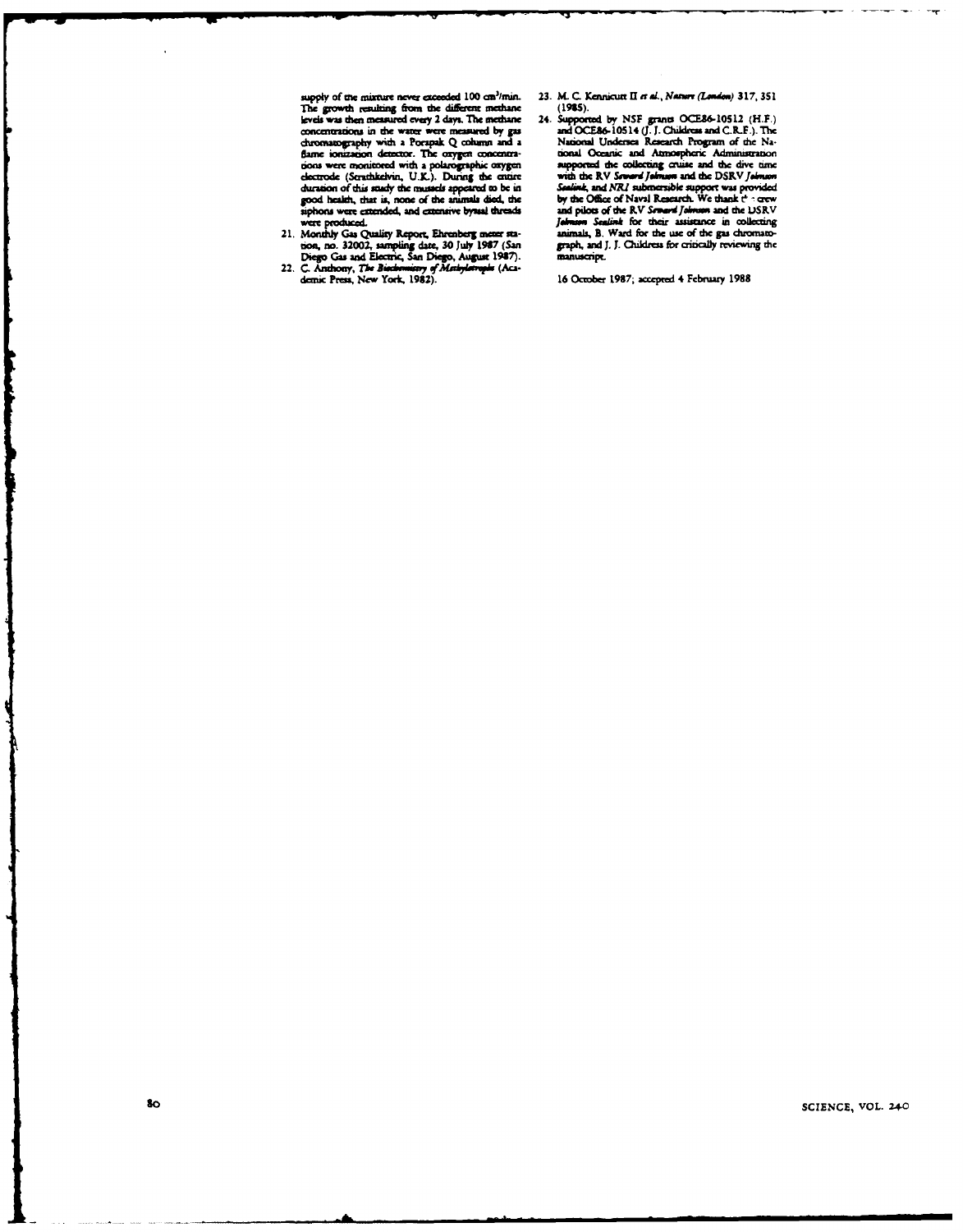supply of the mixture never exceeded 100 $cm^3$/min. The growth resulting from the different methane levels was then measured every 2 days. The methane concentrations in the water were measured by gas chromatography with a Porapak Q column and a flame ionization detector. The oxygen concentrations were monitored with a polarographic oxygen electrode (Strathkelvin, U.K.). During the entire duration of this study the mussels appeared to be in good health, that is, none of the animals died, the siphons were extended, and extensive byssal threads were produced.

21. Monthly Gas Quality Report, Ehrenberg meter station, no. 32002, sampling date, 30 July 1987 (San Diego Gas and Electric, San Diego, August 1987).
22. C. Anthony, *The Biochemistry of Methylotrophs* (Academic Press, New York, 1982).
23. M. C. Kennicutt II *et al.*, *Nature (London)* 317, 351 (1985).
24. Supported by NSF grants OCE86-10512 (H.F.) and OCE86-10514 (J. J. Childress and C.R.F.). The National Undersea Research Program of the National Oceanic and Atmospheric Administration supported the collecting cruise and the dive time with the RV *Seward Johnson* and the DSRV *Johnson Sealink*, and *NR1* submersible support was provided by the Office of Naval Research. We thank the crew and pilots of the RV *Seward Johnson* and the DSRV *Johnson Sealink* for their assistance in collecting animals, B. Ward for the use of the gas chromatograph, and J. J. Childress for critically reviewing the manuscript.

16 October 1987; accepted 4 February 1988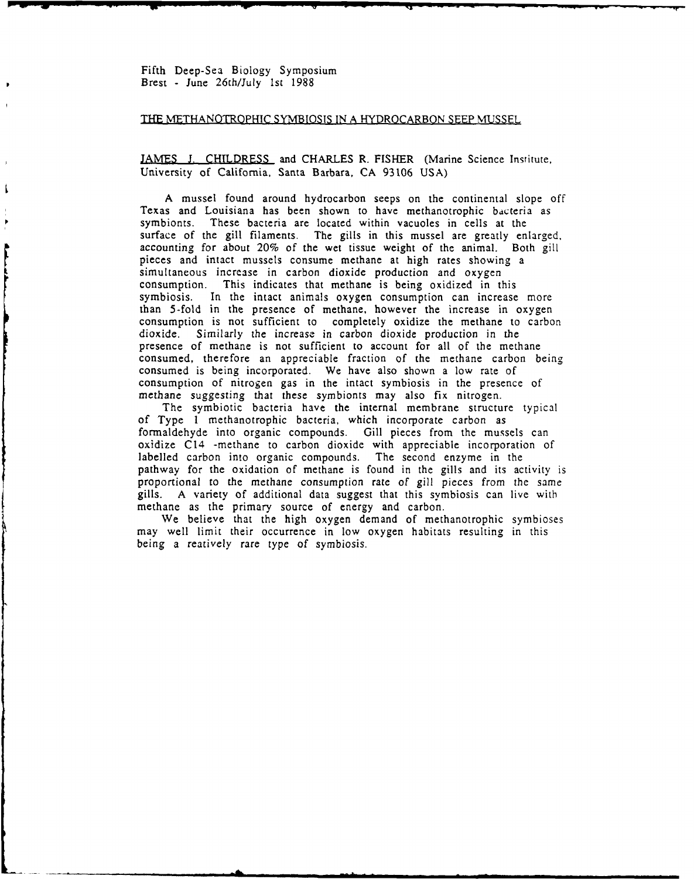Fifth Deep-Sea Biology Symposium
Brest - June 26th/July 1st 1988

## THE METHANOTROPHIC SYMBIOSIS IN A HYDROCARBON SEEP MUSSEL

JAMES J. CHILDRESS and CHARLES R. FISHER (Marine Science Institute, University of California, Santa Barbara, CA 93106 USA)

A mussel found around hydrocarbon seeps on the continental slope off Texas and Louisiana has been shown to have methanotrophic bacteria as symbionts. These bacteria are located within vacuoles in cells at the surface of the gill filaments. The gills in this mussel are greatly enlarged, accounting for about 20% of the wet tissue weight of the animal. Both gill pieces and intact mussels consume methane at high rates showing a simultaneous increase in carbon dioxide production and oxygen consumption. This indicates that methane is being oxidized in this symbiosis. In the intact animals oxygen consumption can increase more than 5-fold in the presence of methane, however the increase in oxygen consumption is not sufficient to completely oxidize the methane to carbon dioxide. Similarly the increase in carbon dioxide production in the presence of methane is not sufficient to account for all of the methane consumed, therefore an appreciable fraction of the methane carbon being consumed is being incorporated. We have also shown a low rate of consumption of nitrogen gas in the intact symbiosis in the presence of methane suggesting that these symbionts may also fix nitrogen.

The symbiotic bacteria have the internal membrane structure typical of Type I methanotrophic bacteria, which incorporate carbon as formaldehyde into organic compounds. Gill pieces from the mussels can oxidize C14 -methane to carbon dioxide with appreciable incorporation of labelled carbon into organic compounds. The second enzyme in the pathway for the oxidation of methane is found in the gills and its activity is proportional to the methane consumption rate of gill pieces from the same gills. A variety of additional data suggest that this symbiosis can live with methane as the primary source of energy and carbon.

We believe that the high oxygen demand of methanotrophic symbioses may well limit their occurrence in low oxygen habitats resulting in this being a reatively rare type of symbiosis.